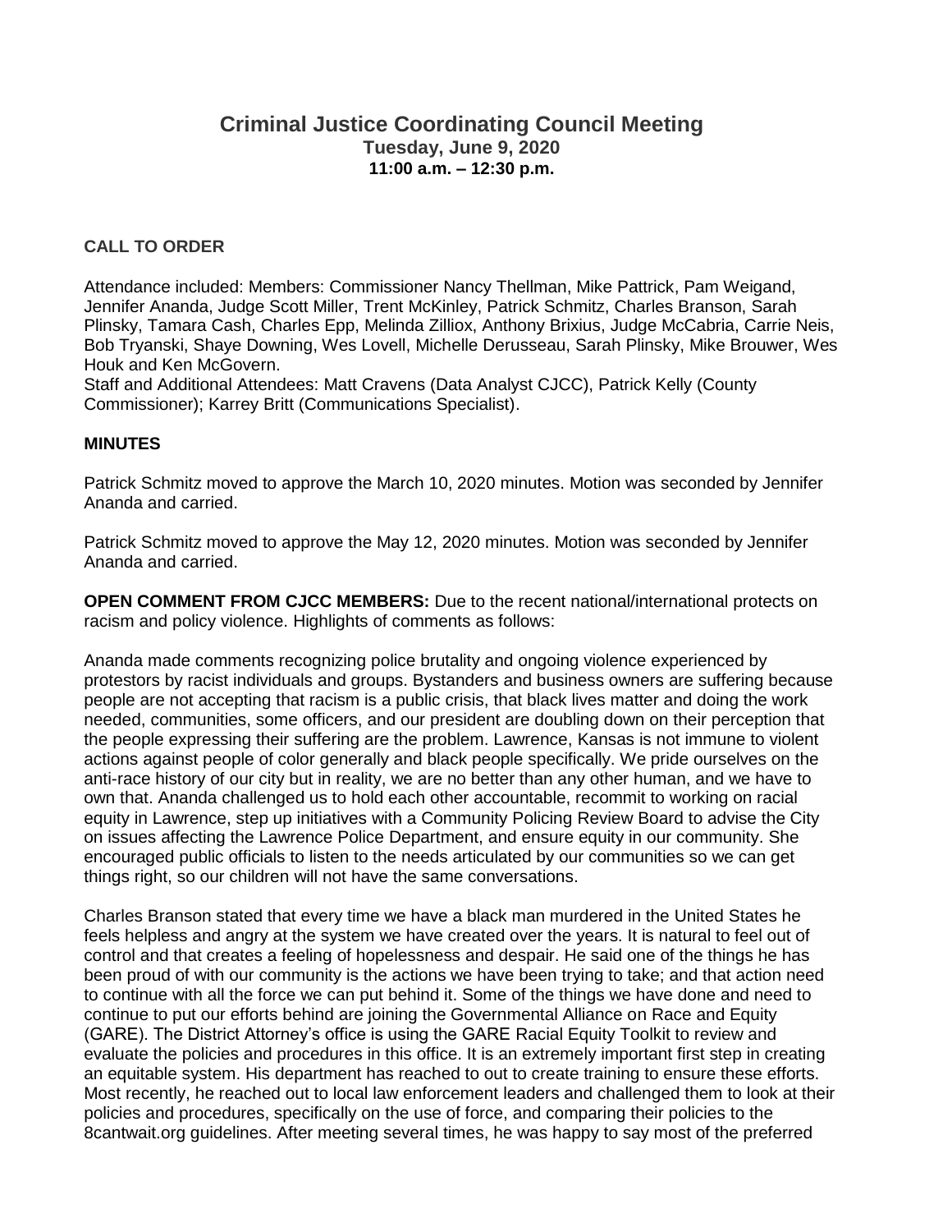# Criminal Justice Coordinating Council Meeting

**Tuesday, June 9, 2020**
**11:00 a.m. – 12:30 p.m.**

## CALL TO ORDER

Attendance included: Members: Commissioner Nancy Thellman, Mike Pattrick, Pam Weigand, Jennifer Ananda, Judge Scott Miller, Trent McKinley, Patrick Schmitz, Charles Branson, Sarah Plinsky, Tamara Cash, Charles Epp, Melinda Zilliox, Anthony Brixius, Judge McCabria, Carrie Neis, Bob Tryanski, Shaye Downing, Wes Lovell, Michelle Derusseau, Sarah Plinsky, Mike Brouwer, Wes Houk and Ken McGovern.

Staff and Additional Attendees: Matt Cravens (Data Analyst CJCC), Patrick Kelly (County Commissioner); Karrey Britt (Communications Specialist).

## MINUTES

Patrick Schmitz moved to approve the March 10, 2020 minutes. Motion was seconded by Jennifer Ananda and carried.

Patrick Schmitz moved to approve the May 12, 2020 minutes. Motion was seconded by Jennifer Ananda and carried.

**OPEN COMMENT FROM CJCC MEMBERS:** Due to the recent national/international protects on racism and policy violence. Highlights of comments as follows:

Ananda made comments recognizing police brutality and ongoing violence experienced by protestors by racist individuals and groups. Bystanders and business owners are suffering because people are not accepting that racism is a public crisis, that black lives matter and doing the work needed, communities, some officers, and our president are doubling down on their perception that the people expressing their suffering are the problem. Lawrence, Kansas is not immune to violent actions against people of color generally and black people specifically. We pride ourselves on the anti-race history of our city but in reality, we are no better than any other human, and we have to own that. Ananda challenged us to hold each other accountable, recommit to working on racial equity in Lawrence, step up initiatives with a Community Policing Review Board to advise the City on issues affecting the Lawrence Police Department, and ensure equity in our community. She encouraged public officials to listen to the needs articulated by our communities so we can get things right, so our children will not have the same conversations.

Charles Branson stated that every time we have a black man murdered in the United States he feels helpless and angry at the system we have created over the years. It is natural to feel out of control and that creates a feeling of hopelessness and despair. He said one of the things he has been proud of with our community is the actions we have been trying to take; and that action need to continue with all the force we can put behind it. Some of the things we have done and need to continue to put our efforts behind are joining the Governmental Alliance on Race and Equity (GARE). The District Attorney's office is using the GARE Racial Equity Toolkit to review and evaluate the policies and procedures in this office. It is an extremely important first step in creating an equitable system. His department has reached to out to create training to ensure these efforts. Most recently, he reached out to local law enforcement leaders and challenged them to look at their policies and procedures, specifically on the use of force, and comparing their policies to the 8cantwait.org guidelines. After meeting several times, he was happy to say most of the preferred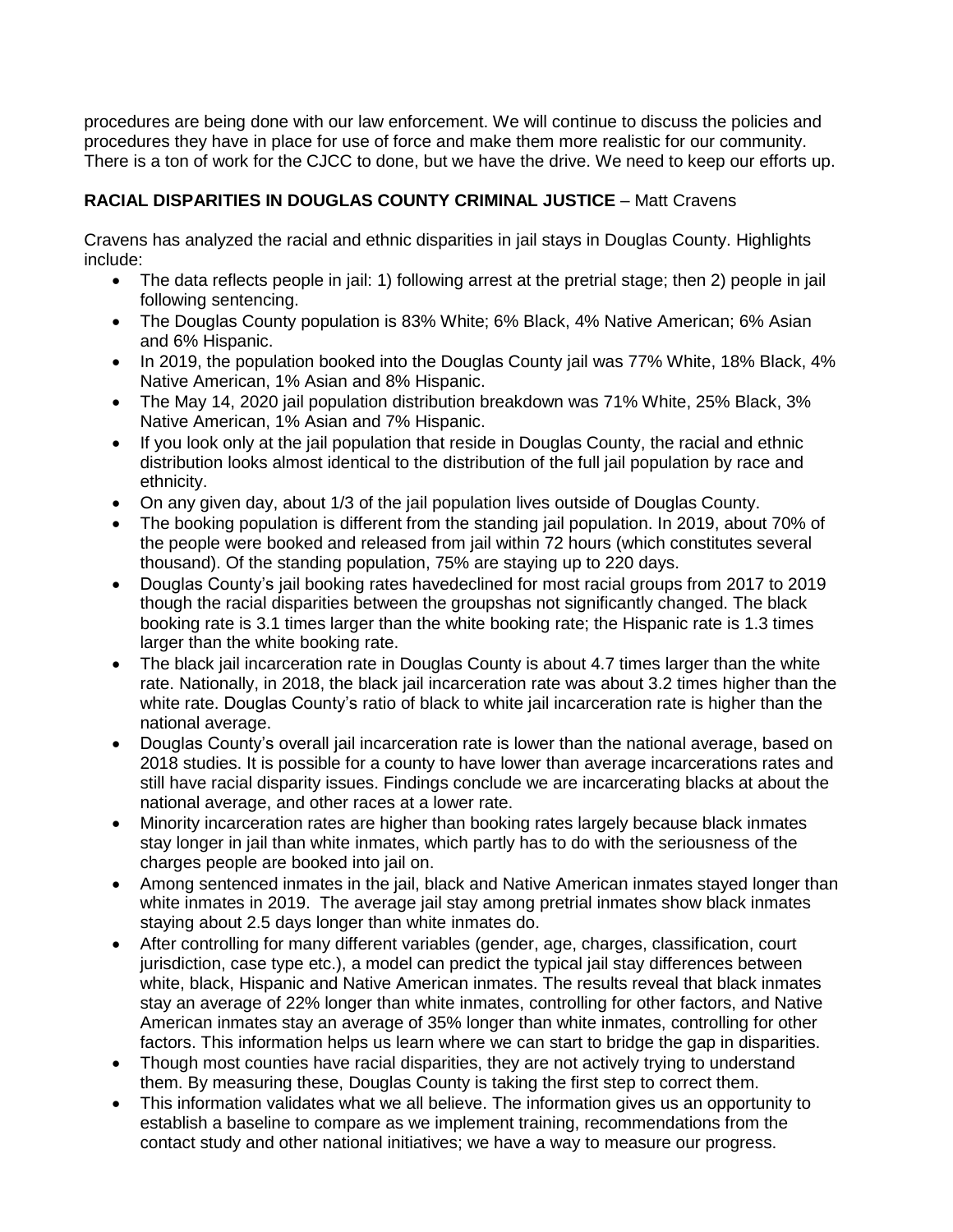procedures are being done with our law enforcement. We will continue to discuss the policies and procedures they have in place for use of force and make them more realistic for our community. There is a ton of work for the CJCC to done, but we have the drive. We need to keep our efforts up.

**RACIAL DISPARITIES IN DOUGLAS COUNTY CRIMINAL JUSTICE** – Matt Cravens

Cravens has analyzed the racial and ethnic disparities in jail stays in Douglas County. Highlights include:

- The data reflects people in jail: 1) following arrest at the pretrial stage; then 2) people in jail following sentencing.
- The Douglas County population is 83% White; 6% Black, 4% Native American; 6% Asian and 6% Hispanic.
- In 2019, the population booked into the Douglas County jail was 77% White, 18% Black, 4% Native American, 1% Asian and 8% Hispanic.
- The May 14, 2020 jail population distribution breakdown was 71% White, 25% Black, 3% Native American, 1% Asian and 7% Hispanic.
- If you look only at the jail population that reside in Douglas County, the racial and ethnic distribution looks almost identical to the distribution of the full jail population by race and ethnicity.
- On any given day, about 1/3 of the jail population lives outside of Douglas County.
- The booking population is different from the standing jail population. In 2019, about 70% of the people were booked and released from jail within 72 hours (which constitutes several thousand). Of the standing population, 75% are staying up to 220 days.
- Douglas County's jail booking rates havedeclined for most racial groups from 2017 to 2019 though the racial disparities between the groupshas not significantly changed. The black booking rate is 3.1 times larger than the white booking rate; the Hispanic rate is 1.3 times larger than the white booking rate.
- The black jail incarceration rate in Douglas County is about 4.7 times larger than the white rate. Nationally, in 2018, the black jail incarceration rate was about 3.2 times higher than the white rate. Douglas County's ratio of black to white jail incarceration rate is higher than the national average.
- Douglas County's overall jail incarceration rate is lower than the national average, based on 2018 studies. It is possible for a county to have lower than average incarcerations rates and still have racial disparity issues. Findings conclude we are incarcerating blacks at about the national average, and other races at a lower rate.
- Minority incarceration rates are higher than booking rates largely because black inmates stay longer in jail than white inmates, which partly has to do with the seriousness of the charges people are booked into jail on.
- Among sentenced inmates in the jail, black and Native American inmates stayed longer than white inmates in 2019. The average jail stay among pretrial inmates show black inmates staying about 2.5 days longer than white inmates do.
- After controlling for many different variables (gender, age, charges, classification, court jurisdiction, case type etc.), a model can predict the typical jail stay differences between white, black, Hispanic and Native American inmates. The results reveal that black inmates stay an average of 22% longer than white inmates, controlling for other factors, and Native American inmates stay an average of 35% longer than white inmates, controlling for other factors. This information helps us learn where we can start to bridge the gap in disparities.
- Though most counties have racial disparities, they are not actively trying to understand them. By measuring these, Douglas County is taking the first step to correct them.
- This information validates what we all believe. The information gives us an opportunity to establish a baseline to compare as we implement training, recommendations from the contact study and other national initiatives; we have a way to measure our progress.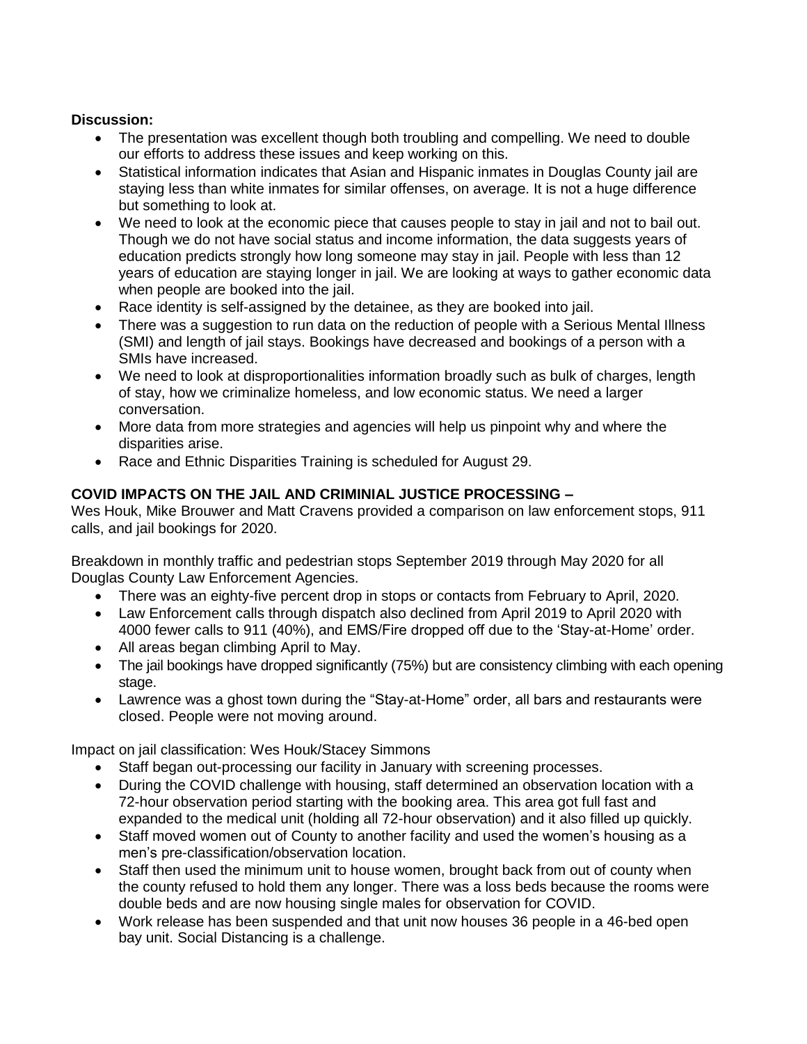**Discussion:**

- The presentation was excellent though both troubling and compelling. We need to double our efforts to address these issues and keep working on this.
- Statistical information indicates that Asian and Hispanic inmates in Douglas County jail are staying less than white inmates for similar offenses, on average. It is not a huge difference but something to look at.
- We need to look at the economic piece that causes people to stay in jail and not to bail out. Though we do not have social status and income information, the data suggests years of education predicts strongly how long someone may stay in jail. People with less than 12 years of education are staying longer in jail. We are looking at ways to gather economic data when people are booked into the jail.
- Race identity is self-assigned by the detainee, as they are booked into jail.
- There was a suggestion to run data on the reduction of people with a Serious Mental Illness (SMI) and length of jail stays. Bookings have decreased and bookings of a person with a SMIs have increased.
- We need to look at disproportionalities information broadly such as bulk of charges, length of stay, how we criminalize homeless, and low economic status. We need a larger conversation.
- More data from more strategies and agencies will help us pinpoint why and where the disparities arise.
- Race and Ethnic Disparities Training is scheduled for August 29.

**COVID IMPACTS ON THE JAIL AND CRIMINIAL JUSTICE PROCESSING –**

Wes Houk, Mike Brouwer and Matt Cravens provided a comparison on law enforcement stops, 911 calls, and jail bookings for 2020.

Breakdown in monthly traffic and pedestrian stops September 2019 through May 2020 for all Douglas County Law Enforcement Agencies.

- There was an eighty-five percent drop in stops or contacts from February to April, 2020.
- Law Enforcement calls through dispatch also declined from April 2019 to April 2020 with 4000 fewer calls to 911 (40%), and EMS/Fire dropped off due to the 'Stay-at-Home' order.
- All areas began climbing April to May.
- The jail bookings have dropped significantly (75%) but are consistency climbing with each opening stage.
- Lawrence was a ghost town during the "Stay-at-Home" order, all bars and restaurants were closed. People were not moving around.

Impact on jail classification: Wes Houk/Stacey Simmons

- Staff began out-processing our facility in January with screening processes.
- During the COVID challenge with housing, staff determined an observation location with a 72-hour observation period starting with the booking area. This area got full fast and expanded to the medical unit (holding all 72-hour observation) and it also filled up quickly.
- Staff moved women out of County to another facility and used the women's housing as a men's pre-classification/observation location.
- Staff then used the minimum unit to house women, brought back from out of county when the county refused to hold them any longer. There was a loss beds because the rooms were double beds and are now housing single males for observation for COVID.
- Work release has been suspended and that unit now houses 36 people in a 46-bed open bay unit. Social Distancing is a challenge.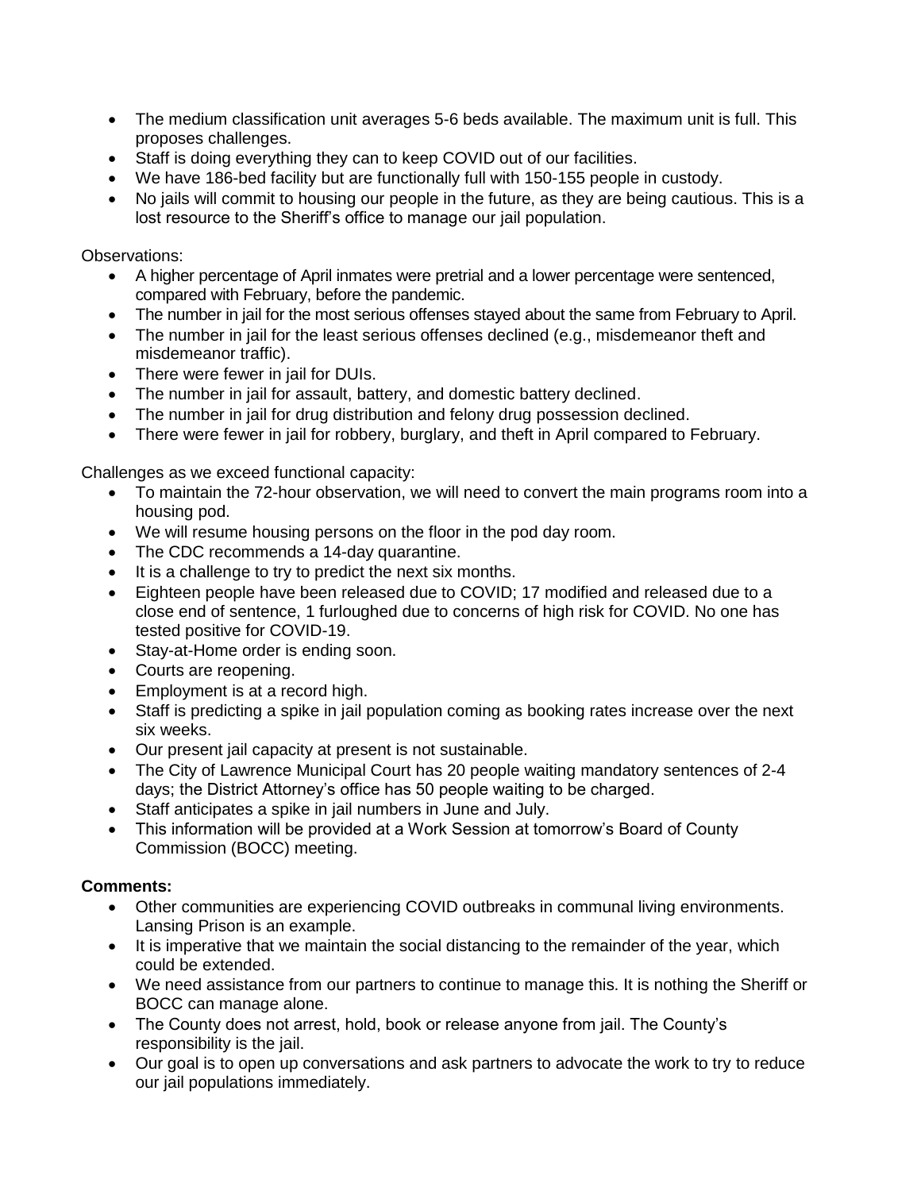- The medium classification unit averages 5-6 beds available. The maximum unit is full. This proposes challenges.
- Staff is doing everything they can to keep COVID out of our facilities.
- We have 186-bed facility but are functionally full with 150-155 people in custody.
- No jails will commit to housing our people in the future, as they are being cautious. This is a lost resource to the Sheriff's office to manage our jail population.

Observations:

- A higher percentage of April inmates were pretrial and a lower percentage were sentenced, compared with February, before the pandemic.
- The number in jail for the most serious offenses stayed about the same from February to April.
- The number in jail for the least serious offenses declined (e.g., misdemeanor theft and misdemeanor traffic).
- There were fewer in jail for DUIs.
- The number in jail for assault, battery, and domestic battery declined.
- The number in jail for drug distribution and felony drug possession declined.
- There were fewer in jail for robbery, burglary, and theft in April compared to February.

Challenges as we exceed functional capacity:

- To maintain the 72-hour observation, we will need to convert the main programs room into a housing pod.
- We will resume housing persons on the floor in the pod day room.
- The CDC recommends a 14-day quarantine.
- It is a challenge to try to predict the next six months.
- Eighteen people have been released due to COVID; 17 modified and released due to a close end of sentence, 1 furloughed due to concerns of high risk for COVID. No one has tested positive for COVID-19.
- Stay-at-Home order is ending soon.
- Courts are reopening.
- Employment is at a record high.
- Staff is predicting a spike in jail population coming as booking rates increase over the next six weeks.
- Our present jail capacity at present is not sustainable.
- The City of Lawrence Municipal Court has 20 people waiting mandatory sentences of 2-4 days; the District Attorney's office has 50 people waiting to be charged.
- Staff anticipates a spike in jail numbers in June and July.
- This information will be provided at a Work Session at tomorrow's Board of County Commission (BOCC) meeting.

**Comments:**

- Other communities are experiencing COVID outbreaks in communal living environments. Lansing Prison is an example.
- It is imperative that we maintain the social distancing to the remainder of the year, which could be extended.
- We need assistance from our partners to continue to manage this. It is nothing the Sheriff or BOCC can manage alone.
- The County does not arrest, hold, book or release anyone from jail. The County's responsibility is the jail.
- Our goal is to open up conversations and ask partners to advocate the work to try to reduce our jail populations immediately.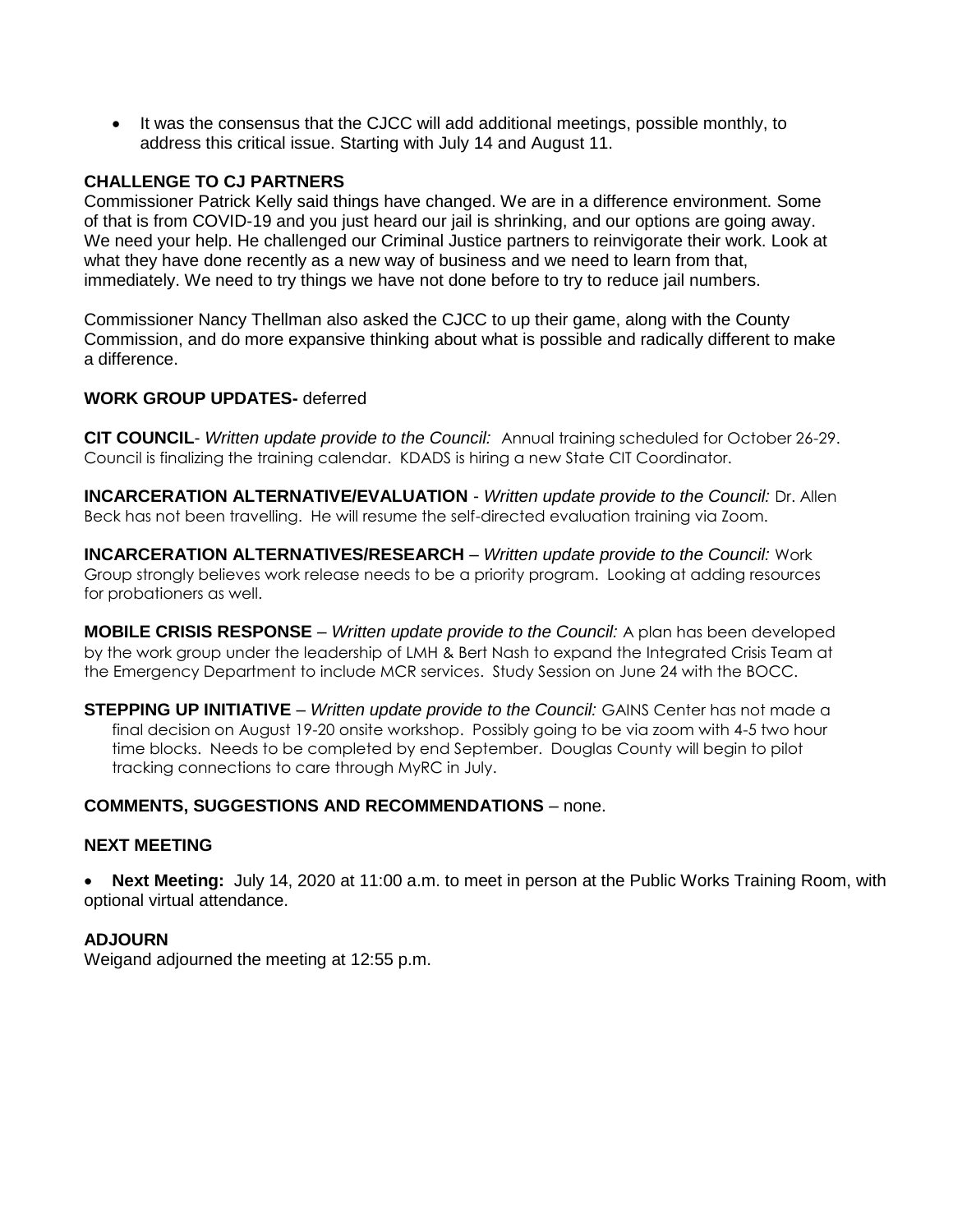- It was the consensus that the CJCC will add additional meetings, possible monthly, to address this critical issue. Starting with July 14 and August 11.

**CHALLENGE TO CJ PARTNERS**

Commissioner Patrick Kelly said things have changed. We are in a difference environment. Some of that is from COVID-19 and you just heard our jail is shrinking, and our options are going away. We need your help. He challenged our Criminal Justice partners to reinvigorate their work. Look at what they have done recently as a new way of business and we need to learn from that, immediately. We need to try things we have not done before to try to reduce jail numbers.

Commissioner Nancy Thellman also asked the CJCC to up their game, along with the County Commission, and do more expansive thinking about what is possible and radically different to make a difference.

**WORK GROUP UPDATES-** deferred

**CIT COUNCIL**- *Written update provide to the Council:* Annual training scheduled for October 26-29. Council is finalizing the training calendar. KDADS is hiring a new State CIT Coordinator.

**INCARCERATION ALTERNATIVE/EVALUATION** - *Written update provide to the Council:* Dr. Allen Beck has not been travelling. He will resume the self-directed evaluation training via Zoom.

**INCARCERATION ALTERNATIVES/RESEARCH** – *Written update provide to the Council:* Work Group strongly believes work release needs to be a priority program. Looking at adding resources for probationers as well.

**MOBILE CRISIS RESPONSE** – *Written update provide to the Council:* A plan has been developed by the work group under the leadership of LMH & Bert Nash to expand the Integrated Crisis Team at the Emergency Department to include MCR services. Study Session on June 24 with the BOCC.

**STEPPING UP INITIATIVE** – *Written update provide to the Council:* GAINS Center has not made a final decision on August 19-20 onsite workshop. Possibly going to be via zoom with 4-5 two hour time blocks. Needs to be completed by end September. Douglas County will begin to pilot tracking connections to care through MyRC in July.

**COMMENTS, SUGGESTIONS AND RECOMMENDATIONS** – none.

**NEXT MEETING**

- **Next Meeting:** July 14, 2020 at 11:00 a.m. to meet in person at the Public Works Training Room, with optional virtual attendance.

**ADJOURN**

Weigand adjourned the meeting at 12:55 p.m.